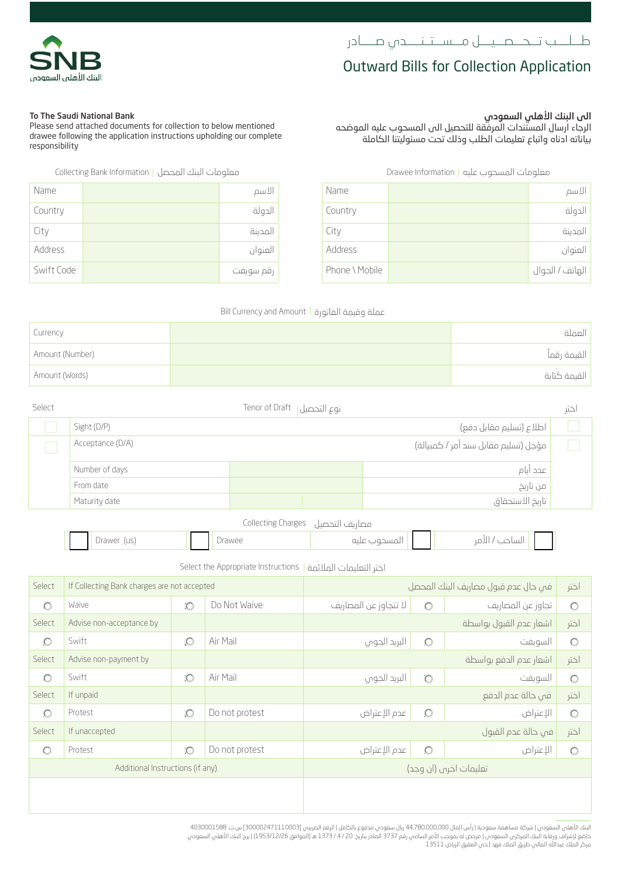SNB
البنك الأهلي السعودي

# طـلــب تـحـصـيــل مـسـتـنــدي صـــادر

# Outward Bills for Collection Application

**To The Saudi National Bank**
Please send attached documents for collection to below mentioned drawee following the application instructions upholding our complete responsibility

**الى البنك الأهلي السعودي**
الرجاء ارسال المستندات المرفقة للتحصيل الى المسحوب عليه الموضحه بياناته ادناه واتباع تعليمات الطلب وذلك تحت مسئوليتنا الكاملة

Collecting Bank Information | معلومات البنك المحصل

| | | |
|---|---|---|
| Name | | الاسم |
| Country | | الدولة |
| City | | المدينة |
| Address | | العنوان |
| Swift Code | | رقم سويفت |

Drawee Information | معلومات المسحوب عليه

| | | |
|---|---|---|
| Name | | الاسم |
| Country | | الدولة |
| City | | المدينة |
| Address | | العنوان |
| Phone \ Mobile | | الهاتف / الجوال |

Bill Currency and Amount | عملة وقيمة الفاتورة

| | | |
|---|---|---|
| Currency | | العملة |
| Amount (Number) | | القيمة رقماً |
| Amount (Words) | | القيمة كتابة |

| Select | Tenor of Draft \| نوع التحصيل | | | اختر |
|---|---|---|---|---|
| ☐ | Sight (D/P) | | اطلاع (تسليم مقابل دفع) | ☐ |
| ☐ | Acceptance (D/A) | | مؤجل (تسليم مقابل سند أمر / كمبيالة) | ☐ |
| | Number of days | | عدد أيام | |
| | From date | | من تاريخ | |
| | Maturity date | | تاريخ الاستحقاق | |

Collecting Charges مصاريف التحصيل

| | | | | | | | |
|---|---|---|---|---|---|---|---|
| ☐ | Drawer (us) | ☐ | Drawee | المسحوب عليه | ☐ | الساحب / الأمر | ☐ |

Select the Appropriate Instructions | اختر التعليمات الملائمة

| Select | If Collecting Bank charges are not accepted | | | | في حال عدم قبول مصاريف البنك المحصل | اختر |
|---|---|---|---|---|---|---|
| ○ | Waive | ○ | Do Not Waive | لا تتجاوز عن المصاريف ○ | تجاوز عن المصاريف | ○ |
| Select | Advise non-acceptance by | | | | اشعار عدم القبول بواسطة | اختر |
| ○ | Swift | ○ | Air Mail | البريد الجوي ○ | السويفت | ○ |
| Select | Advise non-payment by | | | | اشعار عدم الدفع بواسطة | اختر |
| ○ | Swift | ○ | Air Mail | البريد الجوي ○ | السويفت | ○ |
| Select | If unpaid | | | | في حالة عدم الدفع | اختر |
| ○ | Protest | ○ | Do not protest | عدم الإعتراض ○ | الإعتراض | ○ |
| Select | If unaccepted | | | | في حالة عدم القبول | اختر |
| ○ | Protest | ○ | Do not protest | عدم الإعتراض ○ | الإعتراض | ○ |

| Additional Instructions (if any) | تعليمات اخرى (ان وجد) |
|---|---|
| | |

البنك الأهلي السعودي | شركة مساهمة سعودية | رأس المال 44,780,000,000 ريال سعودي مدفوع بالكامل | الرقم الضريبي [300002471110003] س.ت 4030001588
خاضع لإشراف ورقابة البنك المركزي السعودي | مرخص له بموجب الأمر السامي رقم 3737 الصادر بتاريخ 20 / 4 / 1373 هـ (الموافق 1953/12/26) | برج البنك الأهلي السعودي
مركز الملك عبدالله المالي طريق الملك فهد | حي العقيق الرياض 13511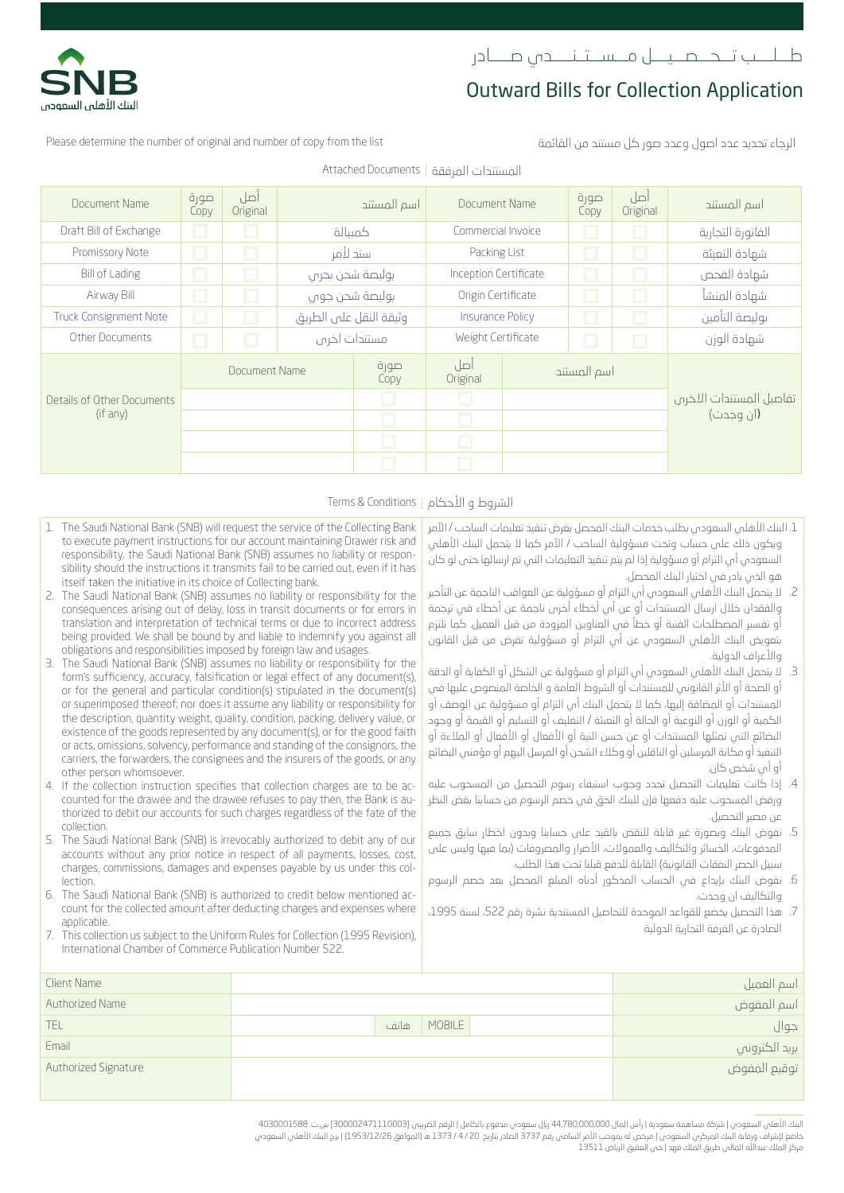# طلب تحصيل مستندي صادر

# Outward Bills for Collection Application

Please determine the number of original and number of copy from the list

الرجاء تحديد عدد اصول وعدد صور كل مستند من القائمة

## Attached Documents | المستندات المرفقة

| Document Name | صورة Copy | أصل Original | اسم المستند | Document Name | صورة Copy | أصل Original | اسم المستند |
|---|---|---|---|---|---|---|---|
| Draft Bill of Exchange | | | كمبيالة | Commercial Invoice | | | الفاتورة التجارية |
| Promissory Note | | | سند لأمر | Packing List | | | شهادة التعبئة |
| Bill of Lading | | | بوليصة شحن بحري | Inception Certificate | | | شهادة الفحص |
| Airway Bill | | | بوليصة شحن جوي | Origin Certificate | | | شهادة المنشأ |
| Truck Consignment Note | | | وثيقة النقل على الطريق | Insurance Policy | | | بوليصة التأمين |
| Other Documents | | | مستندات اخرى | Weight Certificate | | | شهادة الوزن |

| | Document Name | صورة Copy | أصل Original | اسم المستند | |
|---|---|---|---|---|---|
| Details of Other Documents (if any) | | | | | تفاصيل المستندات الاخرى (ان وجدت) |
| | | | | | |
| | | | | | |
| | | | | | |

## Terms & Conditions | الشروط و الأحكام

1. The Saudi National Bank (SNB) will request the service of the Collecting Bank to execute payment instructions for our account maintaining Drawer risk and responsibility, the Saudi National Bank (SNB) assumes no liability or responsibility should the instructions it transmits fail to be carried out, even if it has itself taken the initiative in its choice of Collecting bank.
2. The Saudi National Bank (SNB) assumes no liability or responsibility for the consequences arising out of delay, loss in transit documents or for errors in translation and interpretation of technical terms or due to incorrect address being provided. We shall be bound by and liable to indemnify you against all obligations and responsibilities imposed by foreign law and usages.
3. The Saudi National Bank (SNB) assumes no liability or responsibility for the form's sufficiency, accuracy, falsification or legal effect of any document(s), or for the general and particular condition(s) stipulated in the document(s) or superimposed thereof; nor does it assume any liability or responsibility for the description, quantity weight, quality, condition, packing, delivery value, or existence of the goods represented by any document(s), or for the good faith or acts, omissions, solvency, performance and standing of the consignors, the carriers, the forwarders, the consignees and the insurers of the goods, or any other person whomsoever.
4. If the collection instruction specifies that collection charges are to be accounted for the drawee and the drawee refuses to pay then, the Bank is authorized to debit our accounts for such charges regardless of the fate of the collection.
5. The Saudi National Bank (SNB) is irrevocably authorized to debit any of our accounts without any prior notice in respect of all payments, losses, cost, charges, commissions, damages and expenses payable by us under this collection.
6. The Saudi National Bank (SNB) is authorized to credit below mentioned account for the collected amount after deducting charges and expenses where applicable.
7. This collection us subject to the Uniform Rules for Collection (1995 Revision), International Chamber of Commerce Publication Number 522.

1. البنك الأهلي السعودي يطلب خدمات البنك المحصل بغرض تنفيذ تعليمات الساحب / الآمر ويكون ذلك على حساب وتحت مسؤولية الساحب / الآمر كما لا يتحمل البنك الأهلي السعودي أي التزام أو مسؤولية إذا لم يتم تنفيذ التعليمات التي تم ارسالها حتى لو كان هو الذي بادر في اختيار البنك المحصل.
2. لا يتحمل البنك الأهلي السعودي أي التزام أو مسؤولية عن العواقب الناجمة عن التأخير والفقدان خلال ارسال المستندات أو عن أي أخطاء أخرى ناجمة عن أخطاء في ترجمة أو تفسير المصطلحات الفنية أو خطأ في العناوين المزودة من قبل العميل. كما نلتزم بتعويض البنك الأهلي السعودي عن أي التزام أو مسؤولية تفرض من قبل القانون والأعراف الدولية.
3. لا يتحمل البنك الأهلي السعودي أي التزام أو مسؤولية عن الشكل أو الكفاية أو الدقة أو الصحة أو الأثر القانوني للمستندات أو الشروط العامة و الخاصة المنصوص عليها في المستندات أو المضافة إليها، كما لا يتحمل البنك أي التزام أو مسؤولية عن الوصف أو الكمية أو الوزن أو النوعية أو الحالة أو التعبئة / التغليف أو التسليم أو القيمة أو وجود البضائع التي تمثلها المستندات أو عن حسن النية أو الأفعال أو الأفعال أو الملاءة أو التنفيذ أو مكانة المرسلين أو الناقلين أو وكلاء الشحن أو المرسل اليهم أو مؤمني البضائع أو أي شخص كان.
4. إذا كانت تعليمات التحصيل تحدد وجوب استيفاء رسوم التحصيل من المسحوب عليه ورفض المسحوب عليه دفعها فإن للبنك الحق في خصم الرسوم من حسابنا بغض النظر عن مصير التحصيل.
5. نفوض البنك وبصورة غير قابلة للنقض بالقيد على حسابنا وبدون اخطار سابق جميع المدفوعات، الخسائر والتكاليف والعمولات، الأضرار والمصروفات (بما فيها وليس على سبيل الحصر النفقات القانونية) القابلة للدفع قبلنا تحت هذا الطلب.
6. نفوض البنك بإيداع في الحساب المذكور أدناه المبلغ المحصل بعد خصم الرسوم والتكاليف ان وجدت.
7. هذا التحصيل يخضع للقواعد الموحدة للتحاصيل المستندية نشرة رقم 522، لسنة 1995، الصادرة عن الغرفة التجارية الدولية

| | | | | |
|---|---|---|---|---|
| Client Name | | | | اسم العميل |
| Authorized Name | | | | اسم المفوض |
| TEL | هاتف | MOBILE | | جوال |
| Email | | | | بريد الكتروني |
| Authorized Signature | | | | توقيع المفوض |

البنك الأهلي السعودي | شركة مساهمة سعودية | رأس المال 44,780,000,000 ريال سعودي مدفوع بالكامل | الرقم الضريبي [300002471110003] س.ت 4030001588
خاضع لإشراف ورقابة البنك المركزي السعودي | مرخص له بموجب الأمر السامي رقم 3737 الصادر بتاريخ 20 / 4 / 1373 هـ (الموافق 1953/12/26) | برج البنك الأهلي السعودي
مركز الملك عبدالله المالي طريق الملك فهد | حي العقيق الرياض 13511